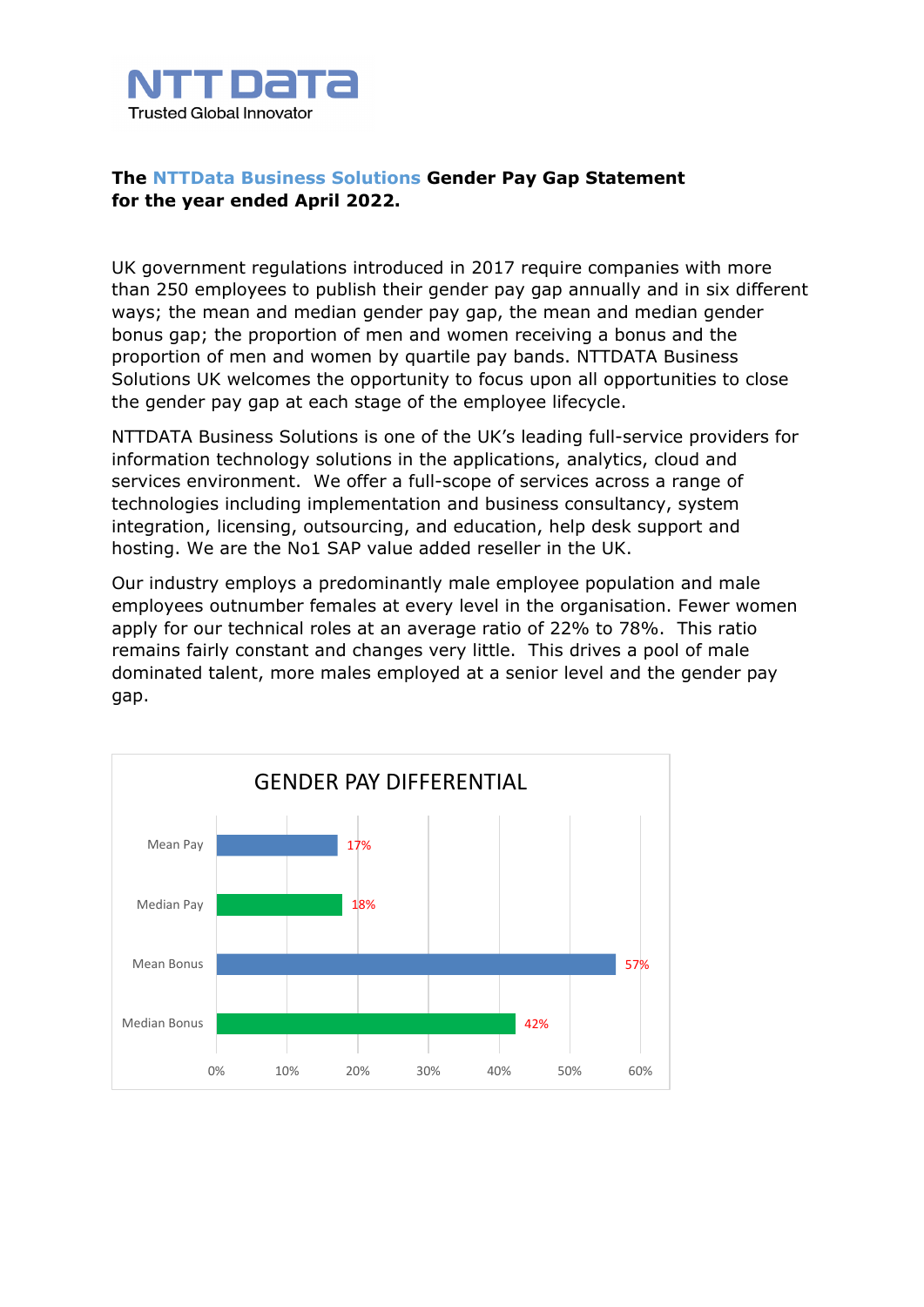NTT DaTa
Trusted Global Innovator

**The NTTData Business Solutions Gender Pay Gap Statement for the year ended April 2022.**

UK government regulations introduced in 2017 require companies with more than 250 employees to publish their gender pay gap annually and in six different ways; the mean and median gender pay gap, the mean and median gender bonus gap; the proportion of men and women receiving a bonus and the proportion of men and women by quartile pay bands. NTTDATA Business Solutions UK welcomes the opportunity to focus upon all opportunities to close the gender pay gap at each stage of the employee lifecycle.

NTTDATA Business Solutions is one of the UK's leading full-service providers for information technology solutions in the applications, analytics, cloud and services environment. We offer a full-scope of services across a range of technologies including implementation and business consultancy, system integration, licensing, outsourcing, and education, help desk support and hosting. We are the No1 SAP value added reseller in the UK.

Our industry employs a predominantly male employee population and male employees outnumber females at every level in the organisation. Fewer women apply for our technical roles at an average ratio of 22% to 78%. This ratio remains fairly constant and changes very little. This drives a pool of male dominated talent, more males employed at a senior level and the gender pay gap.

**GENDER PAY DIFFERENTIAL**

| Measure | Gap |
|---|---|
| Mean Pay | 17% |
| Median Pay | 18% |
| Mean Bonus | 57% |
| Median Bonus | 42% |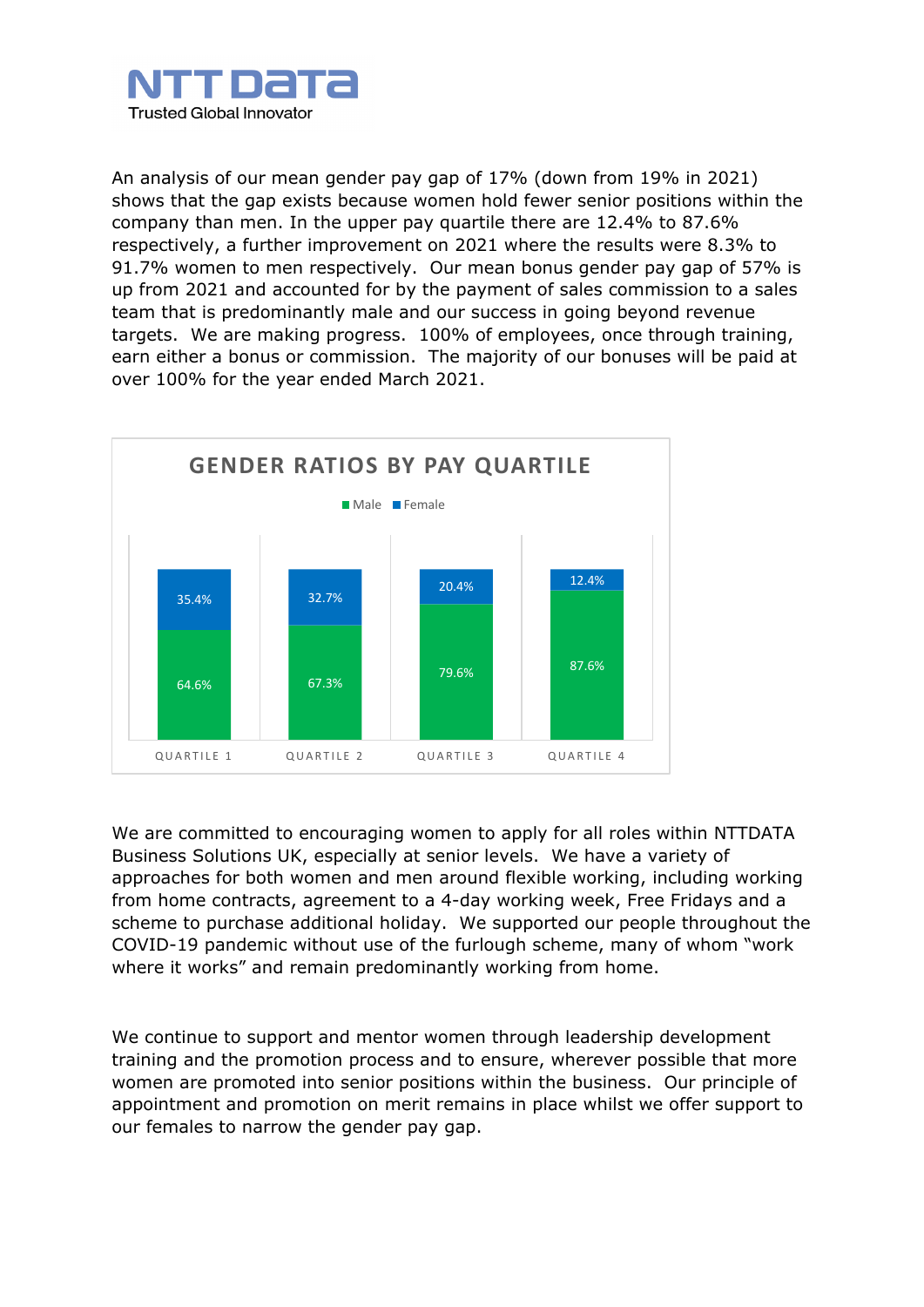An analysis of our mean gender pay gap of 17% (down from 19% in 2021) shows that the gap exists because women hold fewer senior positions within the company than men. In the upper pay quartile there are 12.4% to 87.6% respectively, a further improvement on 2021 where the results were 8.3% to 91.7% women to men respectively. Our mean bonus gender pay gap of 57% is up from 2021 and accounted for by the payment of sales commission to a sales team that is predominantly male and our success in going beyond revenue targets. We are making progress. 100% of employees, once through training, earn either a bonus or commission. The majority of our bonuses will be paid at over 100% for the year ended March 2021.

**GENDER RATIOS BY PAY QUARTILE**

| | Male | Female |
|---|---|---|
| Quartile 1 | 64.6% | 35.4% |
| Quartile 2 | 67.3% | 32.7% |
| Quartile 3 | 79.6% | 20.4% |
| Quartile 4 | 87.6% | 12.4% |

We are committed to encouraging women to apply for all roles within NTTDATA Business Solutions UK, especially at senior levels. We have a variety of approaches for both women and men around flexible working, including working from home contracts, agreement to a 4-day working week, Free Fridays and a scheme to purchase additional holiday. We supported our people throughout the COVID-19 pandemic without use of the furlough scheme, many of whom "work where it works" and remain predominantly working from home.

We continue to support and mentor women through leadership development training and the promotion process and to ensure, wherever possible that more women are promoted into senior positions within the business. Our principle of appointment and promotion on merit remains in place whilst we offer support to our females to narrow the gender pay gap.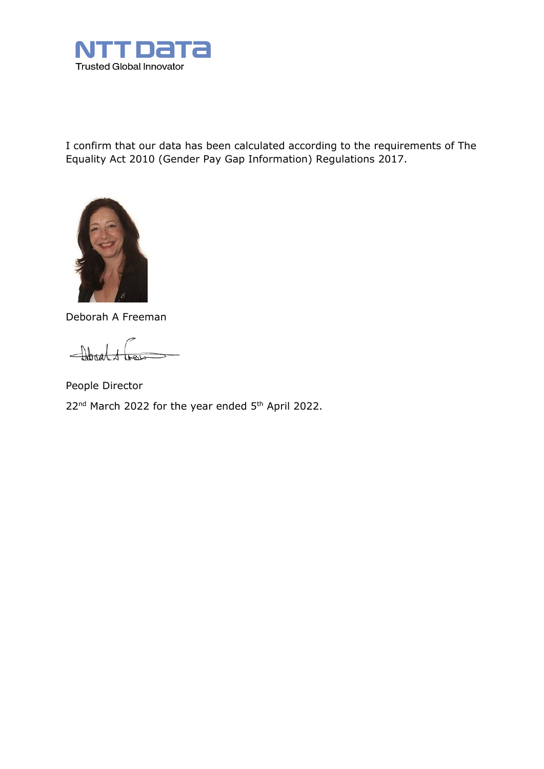I confirm that our data has been calculated according to the requirements of The Equality Act 2010 (Gender Pay Gap Information) Regulations 2017.

Deborah A Freeman

People Director

22nd March 2022 for the year ended 5th April 2022.